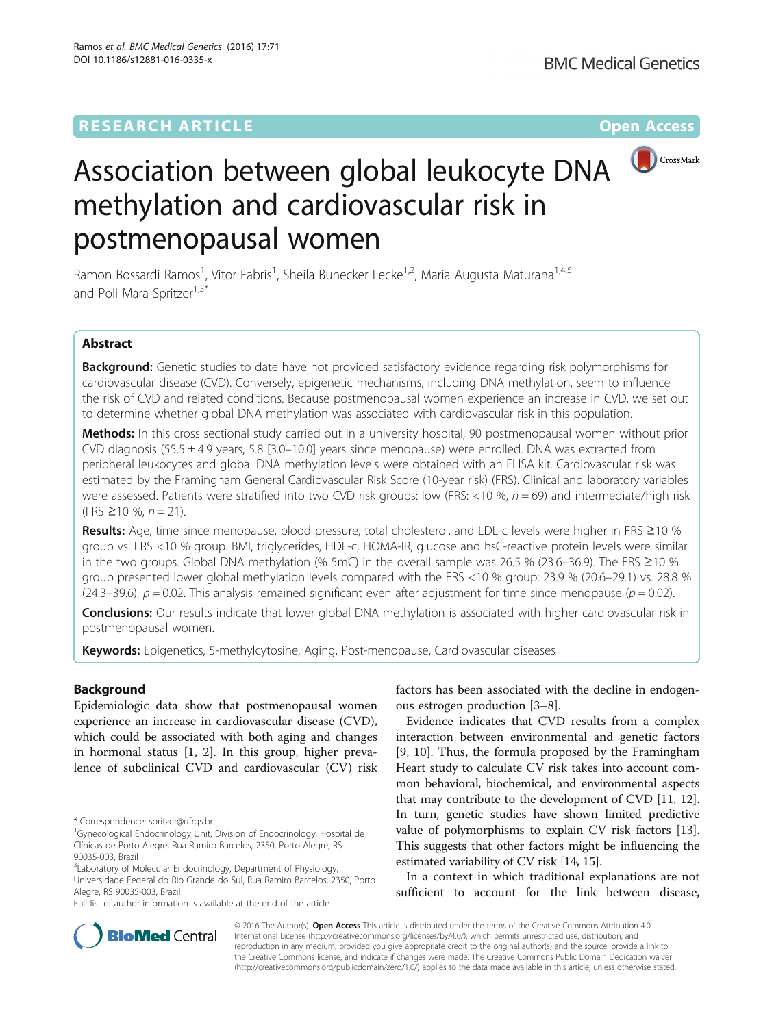RESEARCH ARTICLE

Open Access

# Association between global leukocyte DNA methylation and cardiovascular risk in postmenopausal women

Ramon Bossardi Ramos[1], Vitor Fabris[1], Sheila Bunecker Lecke[1,2], Maria Augusta Maturana[1,4,5] and Poli Mara Spritzer[1,3*]

## Abstract

**Background:** Genetic studies to date have not provided satisfactory evidence regarding risk polymorphisms for cardiovascular disease (CVD). Conversely, epigenetic mechanisms, including DNA methylation, seem to influence the risk of CVD and related conditions. Because postmenopausal women experience an increase in CVD, we set out to determine whether global DNA methylation was associated with cardiovascular risk in this population.

**Methods:** In this cross sectional study carried out in a university hospital, 90 postmenopausal women without prior CVD diagnosis (55.5 ± 4.9 years, 5.8 [3.0–10.0] years since menopause) were enrolled. DNA was extracted from peripheral leukocytes and global DNA methylation levels were obtained with an ELISA kit. Cardiovascular risk was estimated by the Framingham General Cardiovascular Risk Score (10-year risk) (FRS). Clinical and laboratory variables were assessed. Patients were stratified into two CVD risk groups: low (FRS: <10 %, $n = 69$) and intermediate/high risk (FRS ≥10 %, $n = 21$).

**Results:** Age, time since menopause, blood pressure, total cholesterol, and LDL-c levels were higher in FRS ≥10 % group vs. FRS <10 % group. BMI, triglycerides, HDL-c, HOMA-IR, glucose and hsC-reactive protein levels were similar in the two groups. Global DNA methylation (% 5mC) in the overall sample was 26.5 % (23.6–36.9). The FRS ≥10 % group presented lower global methylation levels compared with the FRS <10 % group: 23.9 % (20.6–29.1) vs. 28.8 % (24.3–39.6), $p = 0.02$. This analysis remained significant even after adjustment for time since menopause ($p = 0.02$).

**Conclusions:** Our results indicate that lower global DNA methylation is associated with higher cardiovascular risk in postmenopausal women.

**Keywords:** Epigenetics, 5-methylcytosine, Aging, Post-menopause, Cardiovascular diseases

## Background

Epidemiologic data show that postmenopausal women experience an increase in cardiovascular disease (CVD), which could be associated with both aging and changes in hormonal status [1, 2]. In this group, higher prevalence of subclinical CVD and cardiovascular (CV) risk factors has been associated with the decline in endogenous estrogen production [3–8].

Evidence indicates that CVD results from a complex interaction between environmental and genetic factors [9, 10]. Thus, the formula proposed by the Framingham Heart study to calculate CV risk takes into account common behavioral, biochemical, and environmental aspects that may contribute to the development of CVD [11, 12]. In turn, genetic studies have shown limited predictive value of polymorphisms to explain CV risk factors [13]. This suggests that other factors might be influencing the estimated variability of CV risk [14, 15].

In a context in which traditional explanations are not sufficient to account for the link between disease,

* Correspondence: spritzer@ufrgs.br
[1]Gynecological Endocrinology Unit, Division of Endocrinology, Hospital de Clínicas de Porto Alegre, Rua Ramiro Barcelos, 2350, Porto Alegre, RS 90035-003, Brazil
[3]Laboratory of Molecular Endocrinology, Department of Physiology, Universidade Federal do Rio Grande do Sul, Rua Ramiro Barcelos, 2350, Porto Alegre, RS 90035-003, Brazil
Full list of author information is available at the end of the article

© 2016 The Author(s). **Open Access** This article is distributed under the terms of the Creative Commons Attribution 4.0 International License (http://creativecommons.org/licenses/by/4.0/), which permits unrestricted use, distribution, and reproduction in any medium, provided you give appropriate credit to the original author(s) and the source, provide a link to the Creative Commons license, and indicate if changes were made. The Creative Commons Public Domain Dedication waiver (http://creativecommons.org/publicdomain/zero/1.0/) applies to the data made available in this article, unless otherwise stated.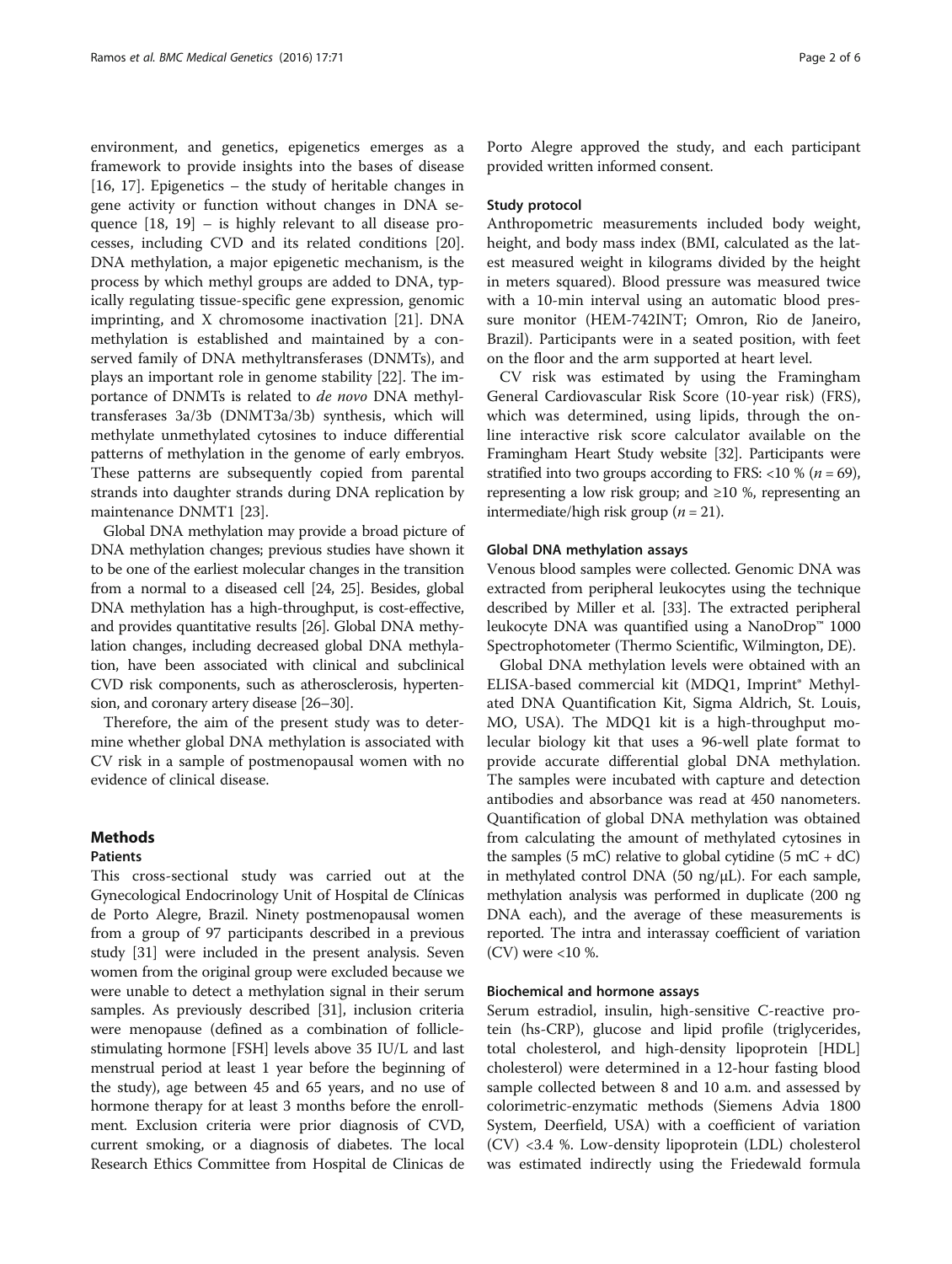environment, and genetics, epigenetics emerges as a framework to provide insights into the bases of disease [16, 17]. Epigenetics – the study of heritable changes in gene activity or function without changes in DNA sequence [18, 19] – is highly relevant to all disease processes, including CVD and its related conditions [20]. DNA methylation, a major epigenetic mechanism, is the process by which methyl groups are added to DNA, typically regulating tissue-specific gene expression, genomic imprinting, and X chromosome inactivation [21]. DNA methylation is established and maintained by a conserved family of DNA methyltransferases (DNMTs), and plays an important role in genome stability [22]. The importance of DNMTs is related to *de novo* DNA methyltransferases 3a/3b (DNMT3a/3b) synthesis, which will methylate unmethylated cytosines to induce differential patterns of methylation in the genome of early embryos. These patterns are subsequently copied from parental strands into daughter strands during DNA replication by maintenance DNMT1 [23].

Global DNA methylation may provide a broad picture of DNA methylation changes; previous studies have shown it to be one of the earliest molecular changes in the transition from a normal to a diseased cell [24, 25]. Besides, global DNA methylation has a high-throughput, is cost-effective, and provides quantitative results [26]. Global DNA methylation changes, including decreased global DNA methylation, have been associated with clinical and subclinical CVD risk components, such as atherosclerosis, hypertension, and coronary artery disease [26–30].

Therefore, the aim of the present study was to determine whether global DNA methylation is associated with CV risk in a sample of postmenopausal women with no evidence of clinical disease.

## Methods

### Patients

This cross-sectional study was carried out at the Gynecological Endocrinology Unit of Hospital de Clínicas de Porto Alegre, Brazil. Ninety postmenopausal women from a group of 97 participants described in a previous study [31] were included in the present analysis. Seven women from the original group were excluded because we were unable to detect a methylation signal in their serum samples. As previously described [31], inclusion criteria were menopause (defined as a combination of follicle-stimulating hormone [FSH] levels above 35 IU/L and last menstrual period at least 1 year before the beginning of the study), age between 45 and 65 years, and no use of hormone therapy for at least 3 months before the enrollment. Exclusion criteria were prior diagnosis of CVD, current smoking, or a diagnosis of diabetes. The local Research Ethics Committee from Hospital de Clinicas de Porto Alegre approved the study, and each participant provided written informed consent.

### Study protocol

Anthropometric measurements included body weight, height, and body mass index (BMI, calculated as the latest measured weight in kilograms divided by the height in meters squared). Blood pressure was measured twice with a 10-min interval using an automatic blood pressure monitor (HEM-742INT; Omron, Rio de Janeiro, Brazil). Participants were in a seated position, with feet on the floor and the arm supported at heart level.

CV risk was estimated by using the Framingham General Cardiovascular Risk Score (10-year risk) (FRS), which was determined, using lipids, through the online interactive risk score calculator available on the Framingham Heart Study website [32]. Participants were stratified into two groups according to FRS: <10 % ($n = 69$), representing a low risk group; and ≥10 %, representing an intermediate/high risk group ($n = 21$).

### Global DNA methylation assays

Venous blood samples were collected. Genomic DNA was extracted from peripheral leukocytes using the technique described by Miller et al. [33]. The extracted peripheral leukocyte DNA was quantified using a NanoDrop™ 1000 Spectrophotometer (Thermo Scientific, Wilmington, DE).

Global DNA methylation levels were obtained with an ELISA-based commercial kit (MDQ1, Imprint® Methylated DNA Quantification Kit, Sigma Aldrich, St. Louis, MO, USA). The MDQ1 kit is a high-throughput molecular biology kit that uses a 96-well plate format to provide accurate differential global DNA methylation. The samples were incubated with capture and detection antibodies and absorbance was read at 450 nanometers. Quantification of global DNA methylation was obtained from calculating the amount of methylated cytosines in the samples (5 mC) relative to global cytidine (5 mC + dC) in methylated control DNA (50 ng/μL). For each sample, methylation analysis was performed in duplicate (200 ng DNA each), and the average of these measurements is reported. The intra and interassay coefficient of variation (CV) were <10 %.

### Biochemical and hormone assays

Serum estradiol, insulin, high-sensitive C-reactive protein (hs-CRP), glucose and lipid profile (triglycerides, total cholesterol, and high-density lipoprotein [HDL] cholesterol) were determined in a 12-hour fasting blood sample collected between 8 and 10 a.m. and assessed by colorimetric-enzymatic methods (Siemens Advia 1800 System, Deerfield, USA) with a coefficient of variation (CV) <3.4 %. Low-density lipoprotein (LDL) cholesterol was estimated indirectly using the Friedewald formula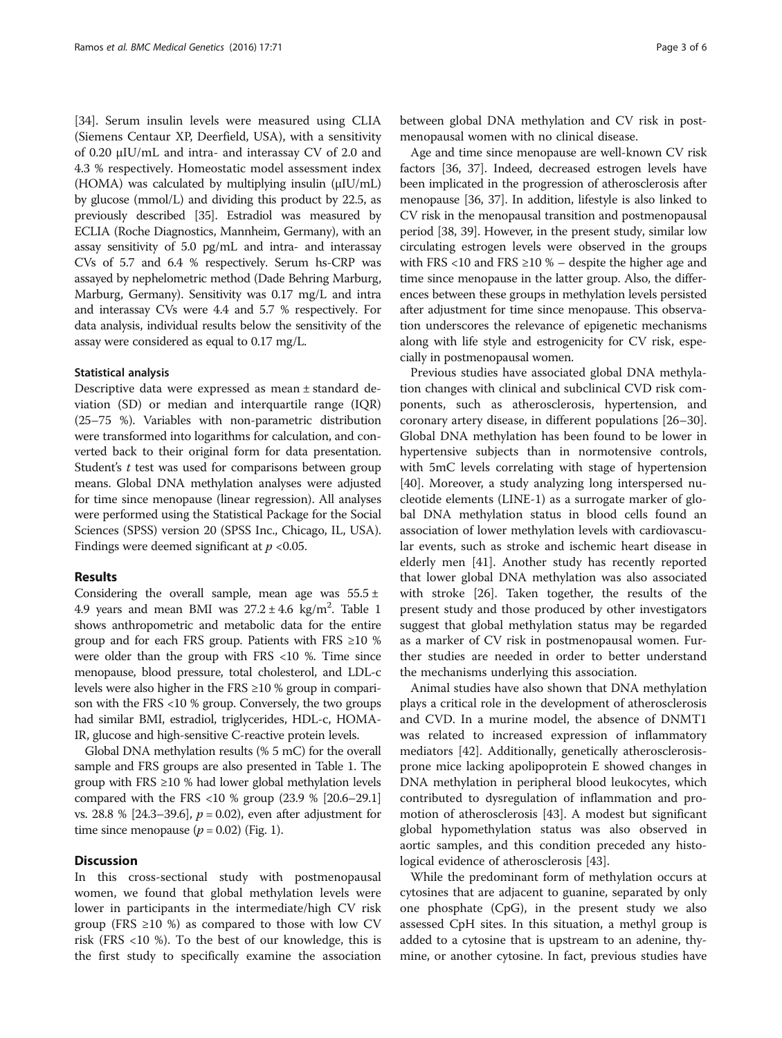[34]. Serum insulin levels were measured using CLIA (Siemens Centaur XP, Deerfield, USA), with a sensitivity of 0.20 μIU/mL and intra- and interassay CV of 2.0 and 4.3 % respectively. Homeostatic model assessment index (HOMA) was calculated by multiplying insulin (μIU/mL) by glucose (mmol/L) and dividing this product by 22.5, as previously described [35]. Estradiol was measured by ECLIA (Roche Diagnostics, Mannheim, Germany), with an assay sensitivity of 5.0 pg/mL and intra- and interassay CVs of 5.7 and 6.4 % respectively. Serum hs-CRP was assayed by nephelometric method (Dade Behring Marburg, Marburg, Germany). Sensitivity was 0.17 mg/L and intra and interassay CVs were 4.4 and 5.7 % respectively. For data analysis, individual results below the sensitivity of the assay were considered as equal to 0.17 mg/L.

#### Statistical analysis

Descriptive data were expressed as mean ± standard deviation (SD) or median and interquartile range (IQR) (25–75 %). Variables with non-parametric distribution were transformed into logarithms for calculation, and converted back to their original form for data presentation. Student's *t* test was used for comparisons between group means. Global DNA methylation analyses were adjusted for time since menopause (linear regression). All analyses were performed using the Statistical Package for the Social Sciences (SPSS) version 20 (SPSS Inc., Chicago, IL, USA). Findings were deemed significant at $p < 0.05$.

## Results

Considering the overall sample, mean age was 55.5 ± 4.9 years and mean BMI was 27.2 ± 4.6 kg/m$^2$. Table 1 shows anthropometric and metabolic data for the entire group and for each FRS group. Patients with FRS ≥10 % were older than the group with FRS <10 %. Time since menopause, blood pressure, total cholesterol, and LDL-c levels were also higher in the FRS ≥10 % group in comparison with the FRS <10 % group. Conversely, the two groups had similar BMI, estradiol, triglycerides, HDL-c, HOMA-IR, glucose and high-sensitive C-reactive protein levels.

Global DNA methylation results (% 5 mC) for the overall sample and FRS groups are also presented in Table 1. The group with FRS ≥10 % had lower global methylation levels compared with the FRS <10 % group (23.9 % [20.6–29.1] vs. 28.8 % [24.3–39.6], $p = 0.02$), even after adjustment for time since menopause ($p = 0.02$) (Fig. 1).

## Discussion

In this cross-sectional study with postmenopausal women, we found that global methylation levels were lower in participants in the intermediate/high CV risk group (FRS ≥10 %) as compared to those with low CV risk (FRS <10 %). To the best of our knowledge, this is the first study to specifically examine the association between global DNA methylation and CV risk in postmenopausal women with no clinical disease.

Age and time since menopause are well-known CV risk factors [36, 37]. Indeed, decreased estrogen levels have been implicated in the progression of atherosclerosis after menopause [36, 37]. In addition, lifestyle is also linked to CV risk in the menopausal transition and postmenopausal period [38, 39]. However, in the present study, similar low circulating estrogen levels were observed in the groups with FRS <10 and FRS ≥10 % – despite the higher age and time since menopause in the latter group. Also, the differences between these groups in methylation levels persisted after adjustment for time since menopause. This observation underscores the relevance of epigenetic mechanisms along with life style and estrogenicity for CV risk, especially in postmenopausal women.

Previous studies have associated global DNA methylation changes with clinical and subclinical CVD risk components, such as atherosclerosis, hypertension, and coronary artery disease, in different populations [26–30]. Global DNA methylation has been found to be lower in hypertensive subjects than in normotensive controls, with 5mC levels correlating with stage of hypertension [40]. Moreover, a study analyzing long interspersed nucleotide elements (LINE-1) as a surrogate marker of global DNA methylation status in blood cells found an association of lower methylation levels with cardiovascular events, such as stroke and ischemic heart disease in elderly men [41]. Another study has recently reported that lower global DNA methylation was also associated with stroke [26]. Taken together, the results of the present study and those produced by other investigators suggest that global methylation status may be regarded as a marker of CV risk in postmenopausal women. Further studies are needed in order to better understand the mechanisms underlying this association.

Animal studies have also shown that DNA methylation plays a critical role in the development of atherosclerosis and CVD. In a murine model, the absence of DNMT1 was related to increased expression of inflammatory mediators [42]. Additionally, genetically atherosclerosis-prone mice lacking apolipoprotein E showed changes in DNA methylation in peripheral blood leukocytes, which contributed to dysregulation of inflammation and promotion of atherosclerosis [43]. A modest but significant global hypomethylation status was also observed in aortic samples, and this condition preceded any histological evidence of atherosclerosis [43].

While the predominant form of methylation occurs at cytosines that are adjacent to guanine, separated by only one phosphate (CpG), in the present study we also assessed CpH sites. In this situation, a methyl group is added to a cytosine that is upstream to an adenine, thymine, or another cytosine. In fact, previous studies have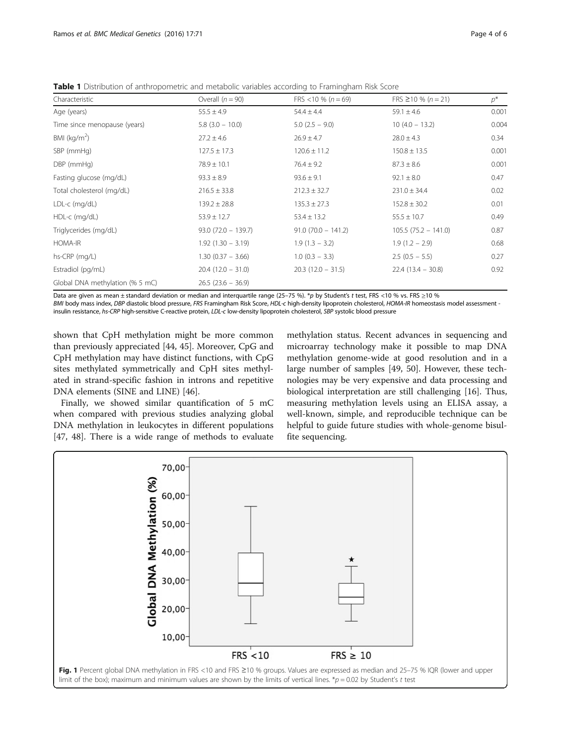**Table 1** Distribution of anthropometric and metabolic variables according to Framingham Risk Score

| Characteristic | Overall ($n = 90$) | FRS <10 % ($n = 69$) | FRS ≥10 % ($n = 21$) | $p$* |
|---|---|---|---|---|
| Age (years) | 55.5 ± 4.9 | 54.4 ± 4.4 | 59.1 ± 4.6 | 0.001 |
| Time since menopause (years) | 5.8 (3.0 − 10.0) | 5.0 (2.5 − 9.0) | 10 (4.0 − 13.2) | 0.004 |
| BMI (kg/m$^2$) | 27.2 ± 4.6 | 26.9 ± 4.7 | 28.0 ± 4.3 | 0.34 |
| SBP (mmHg) | 127.5 ± 17.3 | 120.6 ± 11.2 | 150.8 ± 13.5 | 0.001 |
| DBP (mmHg) | 78.9 ± 10.1 | 76.4 ± 9.2 | 87.3 ± 8.6 | 0.001 |
| Fasting glucose (mg/dL) | 93.3 ± 8.9 | 93.6 ± 9.1 | 92.1 ± 8.0 | 0.47 |
| Total cholesterol (mg/dL) | 216.5 ± 33.8 | 212.3 ± 32.7 | 231.0 ± 34.4 | 0.02 |
| LDL-c (mg/dL) | 139.2 ± 28.8 | 135.3 ± 27.3 | 152.8 ± 30.2 | 0.01 |
| HDL-c (mg/dL) | 53.9 ± 12.7 | 53.4 ± 13.2 | 55.5 ± 10.7 | 0.49 |
| Triglycerides (mg/dL) | 93.0 (72.0 − 139.7) | 91.0 (70.0 − 141.2) | 105.5 (75.2 − 141.0) | 0.87 |
| HOMA-IR | 1.92 (1.30 − 3.19) | 1.9 (1.3 − 3.2) | 1.9 (1.2 − 2.9) | 0.68 |
| hs-CRP (mg/L) | 1.30 (0.37 − 3.66) | 1.0 (0.3 − 3.3) | 2.5 (0.5 − 5.5) | 0.27 |
| Estradiol (pg/mL) | 20.4 (12.0 − 31.0) | 20.3 (12.0 − 31.5) | 22.4 (13.4 − 30.8) | 0.92 |
| Global DNA methylation (% 5 mC) | 26.5 (23.6 − 36.9) | | | |

Data are given as mean ± standard deviation or median and interquartile range (25–75 %). *$p$ by Student's $t$ test, FRS <10 % vs. FRS ≥10 %

*BMI* body mass index, *DBP* diastolic blood pressure, *FRS* Framingham Risk Score, *HDL-c* high-density lipoprotein cholesterol, *HOMA-IR* homeostasis model assessment - insulin resistance, *hs-CRP* high-sensitive C-reactive protein, *LDL-c* low-density lipoprotein cholesterol, *SBP* systolic blood pressure

shown that CpH methylation might be more common than previously appreciated [44, 45]. Moreover, CpG and CpH methylation may have distinct functions, with CpG sites methylated symmetrically and CpH sites methylated in strand-specific fashion in introns and repetitive DNA elements (SINE and LINE) [46].

Finally, we showed similar quantification of 5 mC when compared with previous studies analyzing global DNA methylation in leukocytes in different populations [47, 48]. There is a wide range of methods to evaluate methylation status. Recent advances in sequencing and microarray technology make it possible to map DNA methylation genome-wide at good resolution and in a large number of samples [49, 50]. However, these technologies may be very expensive and data processing and biological interpretation are still challenging [16]. Thus, measuring methylation levels using an ELISA assay, a well-known, simple, and reproducible technique can be helpful to guide future studies with whole-genome bisulfite sequencing.

**Fig. 1** Percent global DNA methylation in FRS <10 and FRS ≥10 % groups. Values are expressed as median and 25–75 % IQR (lower and upper limit of the box); maximum and minimum values are shown by the limits of vertical lines. *$p = 0.02$ by Student's $t$ test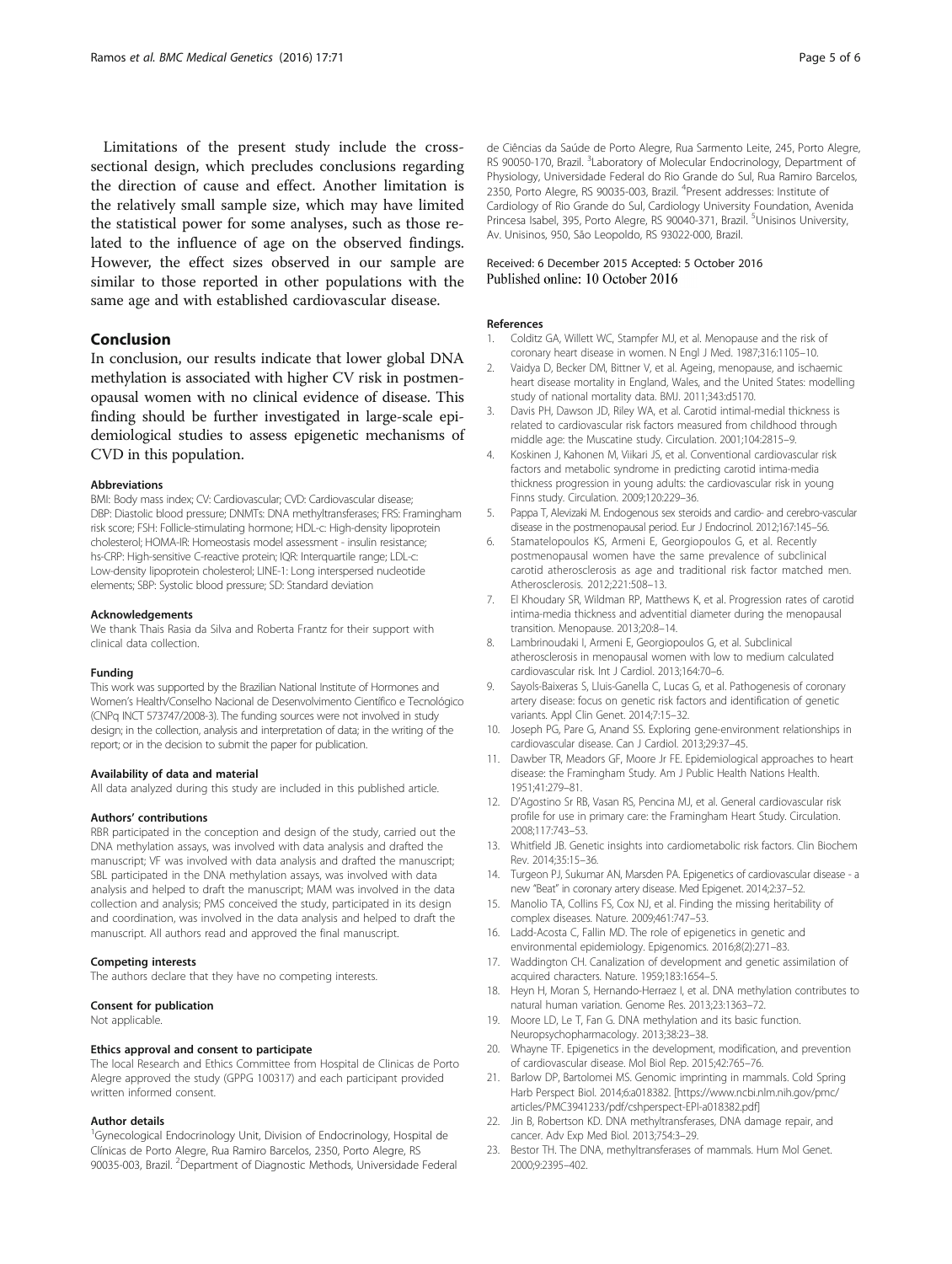Limitations of the present study include the cross-sectional design, which precludes conclusions regarding the direction of cause and effect. Another limitation is the relatively small sample size, which may have limited the statistical power for some analyses, such as those related to the influence of age on the observed findings. However, the effect sizes observed in our sample are similar to those reported in other populations with the same age and with established cardiovascular disease.

## Conclusion

In conclusion, our results indicate that lower global DNA methylation is associated with higher CV risk in postmenopausal women with no clinical evidence of disease. This finding should be further investigated in large-scale epidemiological studies to assess epigenetic mechanisms of CVD in this population.

#### Abbreviations

BMI: Body mass index; CV: Cardiovascular; CVD: Cardiovascular disease; DBP: Diastolic blood pressure; DNMTs: DNA methyltransferases; FRS: Framingham risk score; FSH: Follicle-stimulating hormone; HDL-c: High-density lipoprotein cholesterol; HOMA-IR: Homeostasis model assessment - insulin resistance; hs-CRP: High-sensitive C-reactive protein; IQR: Interquartile range; LDL-c: Low-density lipoprotein cholesterol; LINE-1: Long interspersed nucleotide elements; SBP: Systolic blood pressure; SD: Standard deviation

#### Acknowledgements

We thank Thais Rasia da Silva and Roberta Frantz for their support with clinical data collection.

#### Funding

This work was supported by the Brazilian National Institute of Hormones and Women's Health/Conselho Nacional de Desenvolvimento Científico e Tecnológico (CNPq INCT 573747/2008-3). The funding sources were not involved in study design; in the collection, analysis and interpretation of data; in the writing of the report; or in the decision to submit the paper for publication.

#### Availability of data and material

All data analyzed during this study are included in this published article.

#### Authors' contributions

RBR participated in the conception and design of the study, carried out the DNA methylation assays, was involved with data analysis and drafted the manuscript; VF was involved with data analysis and drafted the manuscript; SBL participated in the DNA methylation assays, was involved with data analysis and helped to draft the manuscript; MAM was involved in the data collection and analysis; PMS conceived the study, participated in its design and coordination, was involved in the data analysis and helped to draft the manuscript. All authors read and approved the final manuscript.

#### Competing interests

The authors declare that they have no competing interests.

#### Consent for publication

Not applicable.

#### Ethics approval and consent to participate

The local Research and Ethics Committee from Hospital de Clinicas de Porto Alegre approved the study (GPPG 100317) and each participant provided written informed consent.

#### Author details

[1]Gynecological Endocrinology Unit, Division of Endocrinology, Hospital de Clínicas de Porto Alegre, Rua Ramiro Barcelos, 2350, Porto Alegre, RS 90035-003, Brazil. [2]Department of Diagnostic Methods, Universidade Federal de Ciências da Saúde de Porto Alegre, Rua Sarmento Leite, 245, Porto Alegre, RS 90050-170, Brazil. [3]Laboratory of Molecular Endocrinology, Department of Physiology, Universidade Federal do Rio Grande do Sul, Rua Ramiro Barcelos, 2350, Porto Alegre, RS 90035-003, Brazil. [4]Present addresses: Institute of Cardiology of Rio Grande do Sul, Cardiology University Foundation, Avenida Princesa Isabel, 395, Porto Alegre, RS 90040-371, Brazil. [5]Unisinos University, Av. Unisinos, 950, São Leopoldo, RS 93022-000, Brazil.

Received: 6 December 2015 Accepted: 5 October 2016
Published online: 10 October 2016

#### References

1. Colditz GA, Willett WC, Stampfer MJ, et al. Menopause and the risk of coronary heart disease in women. N Engl J Med. 1987;316:1105–10.
2. Vaidya D, Becker DM, Bittner V, et al. Ageing, menopause, and ischaemic heart disease mortality in England, Wales, and the United States: modelling study of national mortality data. BMJ. 2011;343:d5170.
3. Davis PH, Dawson JD, Riley WA, et al. Carotid intimal-medial thickness is related to cardiovascular risk factors measured from childhood through middle age: the Muscatine study. Circulation. 2001;104:2815–9.
4. Koskinen J, Kahonen M, Viikari JS, et al. Conventional cardiovascular risk factors and metabolic syndrome in predicting carotid intima-media thickness progression in young adults: the cardiovascular risk in young Finns study. Circulation. 2009;120:229–36.
5. Pappa T, Alevizaki M. Endogenous sex steroids and cardio- and cerebro-vascular disease in the postmenopausal period. Eur J Endocrinol. 2012;167:145–56.
6. Stamatelopoulos KS, Armeni E, Georgiopoulos G, et al. Recently postmenopausal women have the same prevalence of subclinical carotid atherosclerosis as age and traditional risk factor matched men. Atherosclerosis. 2012;221:508–13.
7. El Khoudary SR, Wildman RP, Matthews K, et al. Progression rates of carotid intima-media thickness and adventitial diameter during the menopausal transition. Menopause. 2013;20:8–14.
8. Lambrinoudaki I, Armeni E, Georgiopoulos G, et al. Subclinical atherosclerosis in menopausal women with low to medium calculated cardiovascular risk. Int J Cardiol. 2013;164:70–6.
9. Sayols-Baixeras S, Lluis-Ganella C, Lucas G, et al. Pathogenesis of coronary artery disease: focus on genetic risk factors and identification of genetic variants. Appl Clin Genet. 2014;7:15–32.
10. Joseph PG, Pare G, Anand SS. Exploring gene-environment relationships in cardiovascular disease. Can J Cardiol. 2013;29:37–45.
11. Dawber TR, Meadors GF, Moore Jr FE. Epidemiological approaches to heart disease: the Framingham Study. Am J Public Health Nations Health. 1951;41:279–81.
12. D'Agostino Sr RB, Vasan RS, Pencina MJ, et al. General cardiovascular risk profile for use in primary care: the Framingham Heart Study. Circulation. 2008;117:743–53.
13. Whitfield JB. Genetic insights into cardiometabolic risk factors. Clin Biochem Rev. 2014;35:15–36.
14. Turgeon PJ, Sukumar AN, Marsden PA. Epigenetics of cardiovascular disease - a new "Beat" in coronary artery disease. Med Epigenet. 2014;2:37–52.
15. Manolio TA, Collins FS, Cox NJ, et al. Finding the missing heritability of complex diseases. Nature. 2009;461:747–53.
16. Ladd-Acosta C, Fallin MD. The role of epigenetics in genetic and environmental epidemiology. Epigenomics. 2016;8(2):271–83.
17. Waddington CH. Canalization of development and genetic assimilation of acquired characters. Nature. 1959;183:1654–5.
18. Heyn H, Moran S, Hernando-Herraez I, et al. DNA methylation contributes to natural human variation. Genome Res. 2013;23:1363–72.
19. Moore LD, Le T, Fan G. DNA methylation and its basic function. Neuropsychopharmacology. 2013;38:23–38.
20. Whayne TF. Epigenetics in the development, modification, and prevention of cardiovascular disease. Mol Biol Rep. 2015;42:765–76.
21. Barlow DP, Bartolomei MS. Genomic imprinting in mammals. Cold Spring Harb Perspect Biol. 2014;6:a018382. [https://www.ncbi.nlm.nih.gov/pmc/articles/PMC3941233/pdf/cshperspect-EPI-a018382.pdf]
22. Jin B, Robertson KD. DNA methyltransferases, DNA damage repair, and cancer. Adv Exp Med Biol. 2013;754:3–29.
23. Bestor TH. The DNA, methyltransferases of mammals. Hum Mol Genet. 2000;9:2395–402.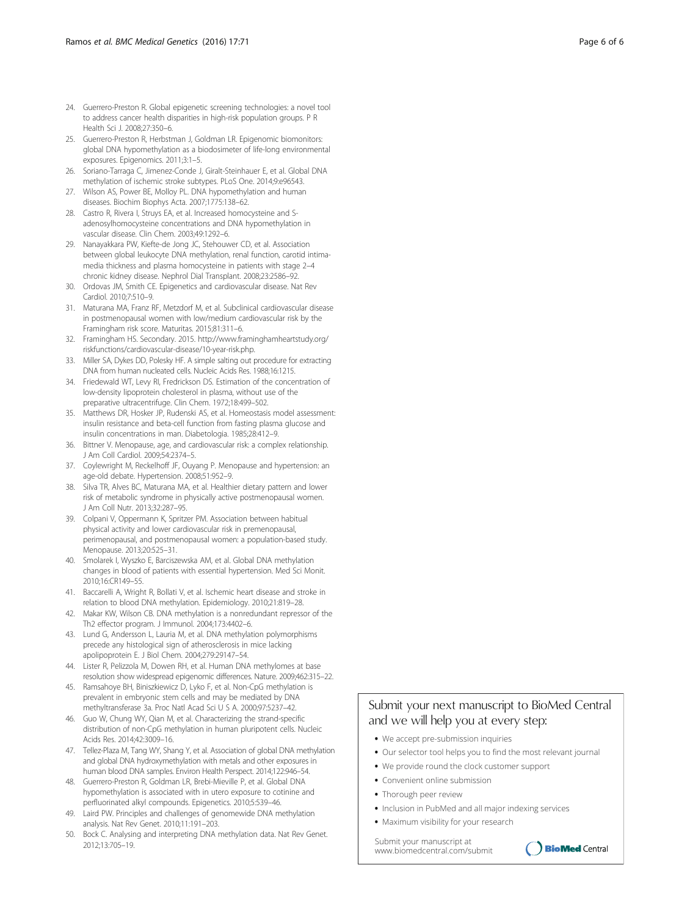24. Guerrero-Preston R. Global epigenetic screening technologies: a novel tool to address cancer health disparities in high-risk population groups. P R Health Sci J. 2008;27:350–6.
25. Guerrero-Preston R, Herbstman J, Goldman LR. Epigenomic biomonitors: global DNA hypomethylation as a biodosimeter of life-long environmental exposures. Epigenomics. 2011;3:1–5.
26. Soriano-Tarraga C, Jimenez-Conde J, Giralt-Steinhauer E, et al. Global DNA methylation of ischemic stroke subtypes. PLoS One. 2014;9:e96543.
27. Wilson AS, Power BE, Molloy PL. DNA hypomethylation and human diseases. Biochim Biophys Acta. 2007;1775:138–62.
28. Castro R, Rivera I, Struys EA, et al. Increased homocysteine and S-adenosylhomocysteine concentrations and DNA hypomethylation in vascular disease. Clin Chem. 2003;49:1292–6.
29. Nanayakkara PW, Kiefte-de Jong JC, Stehouwer CD, et al. Association between global leukocyte DNA methylation, renal function, carotid intima-media thickness and plasma homocysteine in patients with stage 2–4 chronic kidney disease. Nephrol Dial Transplant. 2008;23:2586–92.
30. Ordovas JM, Smith CE. Epigenetics and cardiovascular disease. Nat Rev Cardiol. 2010;7:510–9.
31. Maturana MA, Franz RF, Metzdorf M, et al. Subclinical cardiovascular disease in postmenopausal women with low/medium cardiovascular risk by the Framingham risk score. Maturitas. 2015;81:311–6.
32. Framingham HS. Secondary. 2015. http://www.framinghamheartstudy.org/riskfunctions/cardiovascular-disease/10-year-risk.php.
33. Miller SA, Dykes DD, Polesky HF. A simple salting out procedure for extracting DNA from human nucleated cells. Nucleic Acids Res. 1988;16:1215.
34. Friedewald WT, Levy RI, Fredrickson DS. Estimation of the concentration of low-density lipoprotein cholesterol in plasma, without use of the preparative ultracentrifuge. Clin Chem. 1972;18:499–502.
35. Matthews DR, Hosker JP, Rudenski AS, et al. Homeostasis model assessment: insulin resistance and beta-cell function from fasting plasma glucose and insulin concentrations in man. Diabetologia. 1985;28:412–9.
36. Bittner V. Menopause, age, and cardiovascular risk: a complex relationship. J Am Coll Cardiol. 2009;54:2374–5.
37. Coylewright M, Reckelhoff JF, Ouyang P. Menopause and hypertension: an age-old debate. Hypertension. 2008;51:952–9.
38. Silva TR, Alves BC, Maturana MA, et al. Healthier dietary pattern and lower risk of metabolic syndrome in physically active postmenopausal women. J Am Coll Nutr. 2013;32:287–95.
39. Colpani V, Oppermann K, Spritzer PM. Association between habitual physical activity and lower cardiovascular risk in premenopausal, perimenopausal, and postmenopausal women: a population-based study. Menopause. 2013;20:525–31.
40. Smolarek I, Wyszko E, Barciszewska AM, et al. Global DNA methylation changes in blood of patients with essential hypertension. Med Sci Monit. 2010;16:CR149–55.
41. Baccarelli A, Wright R, Bollati V, et al. Ischemic heart disease and stroke in relation to blood DNA methylation. Epidemiology. 2010;21:819–28.
42. Makar KW, Wilson CB. DNA methylation is a nonredundant repressor of the Th2 effector program. J Immunol. 2004;173:4402–6.
43. Lund G, Andersson L, Lauria M, et al. DNA methylation polymorphisms precede any histological sign of atherosclerosis in mice lacking apolipoprotein E. J Biol Chem. 2004;279:29147–54.
44. Lister R, Pelizzola M, Dowen RH, et al. Human DNA methylomes at base resolution show widespread epigenomic differences. Nature. 2009;462:315–22.
45. Ramsahoye BH, Biniszkiewicz D, Lyko F, et al. Non-CpG methylation is prevalent in embryonic stem cells and may be mediated by DNA methyltransferase 3a. Proc Natl Acad Sci U S A. 2000;97:5237–42.
46. Guo W, Chung WY, Qian M, et al. Characterizing the strand-specific distribution of non-CpG methylation in human pluripotent cells. Nucleic Acids Res. 2014;42:3009–16.
47. Tellez-Plaza M, Tang WY, Shang Y, et al. Association of global DNA methylation and global DNA hydroxymethylation with metals and other exposures in human blood DNA samples. Environ Health Perspect. 2014;122:946–54.
48. Guerrero-Preston R, Goldman LR, Brebi-Mieville P, et al. Global DNA hypomethylation is associated with in utero exposure to cotinine and perfluorinated alkyl compounds. Epigenetics. 2010;5:539–46.
49. Laird PW. Principles and challenges of genomewide DNA methylation analysis. Nat Rev Genet. 2010;11:191–203.
50. Bock C. Analysing and interpreting DNA methylation data. Nat Rev Genet. 2012;13:705–19.

Submit your next manuscript to BioMed Central and we will help you at every step:

- We accept pre-submission inquiries
- Our selector tool helps you to find the most relevant journal
- We provide round the clock customer support
- Convenient online submission
- Thorough peer review
- Inclusion in PubMed and all major indexing services
- Maximum visibility for your research

Submit your manuscript at www.biomedcentral.com/submit

BioMed Central